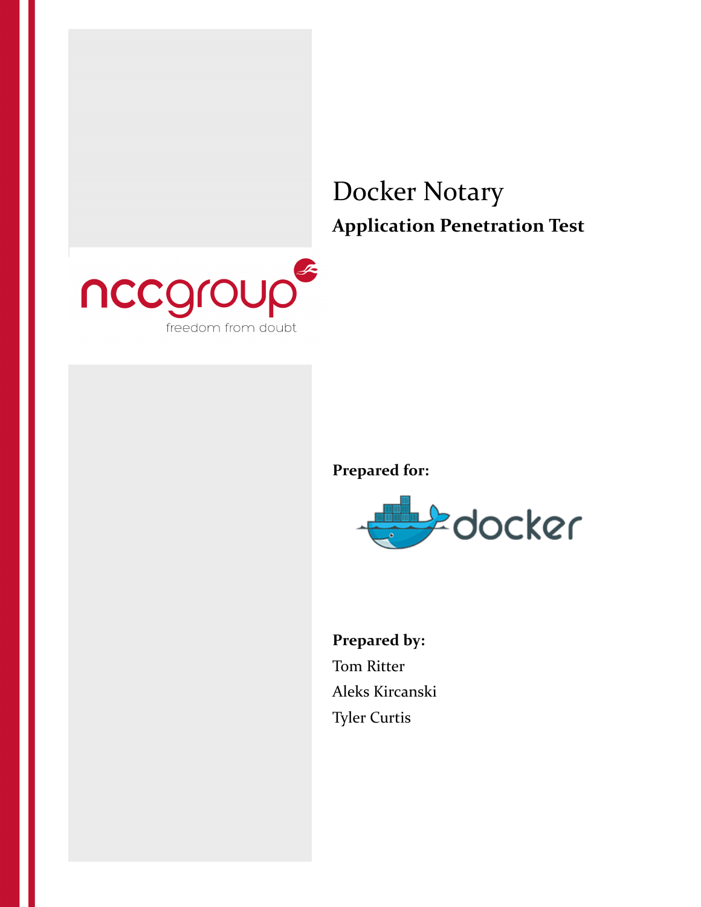# Docker Notary

## Application Penetration Test

**Prepared for:**

**Prepared by:**

Tom Ritter

Aleks Kircanski

Tyler Curtis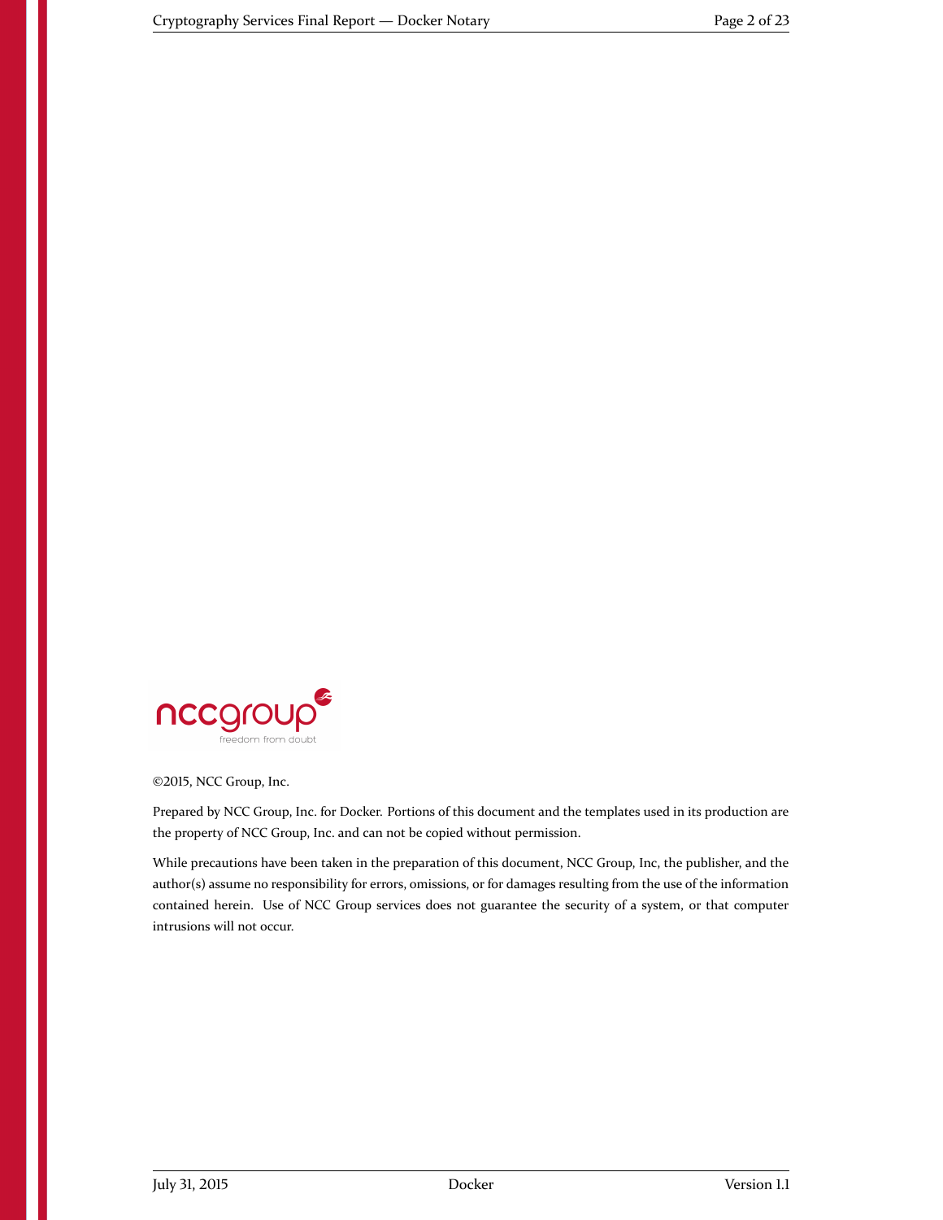©2015, NCC Group, Inc.

Prepared by NCC Group, Inc. for Docker. Portions of this document and the templates used in its production are the property of NCC Group, Inc. and can not be copied without permission.

While precautions have been taken in the preparation of this document, NCC Group, Inc, the publisher, and the author(s) assume no responsibility for errors, omissions, or for damages resulting from the use of the information contained herein. Use of NCC Group services does not guarantee the security of a system, or that computer intrusions will not occur.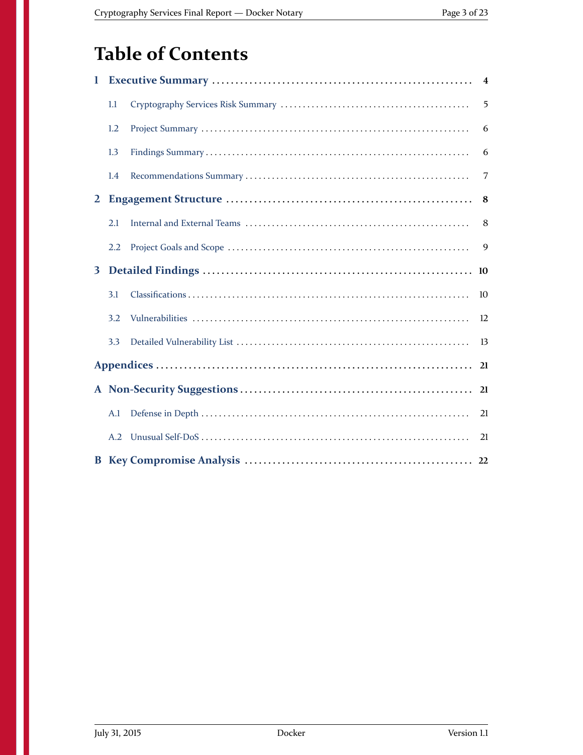# Table of Contents

- **1 Executive Summary** ........ 4
  - 1.1 Cryptography Services Risk Summary ........ 5
  - 1.2 Project Summary ........ 6
  - 1.3 Findings Summary ........ 6
  - 1.4 Recommendations Summary ........ 7
- **2 Engagement Structure** ........ 8
  - 2.1 Internal and External Teams ........ 8
  - 2.2 Project Goals and Scope ........ 9
- **3 Detailed Findings** ........ 10
  - 3.1 Classifications ........ 10
  - 3.2 Vulnerabilities ........ 12
  - 3.3 Detailed Vulnerability List ........ 13
- **Appendices** ........ 21
- **A Non-Security Suggestions** ........ 21
  - A.1 Defense in Depth ........ 21
  - A.2 Unusual Self-DoS ........ 21
- **B Key Compromise Analysis** ........ 22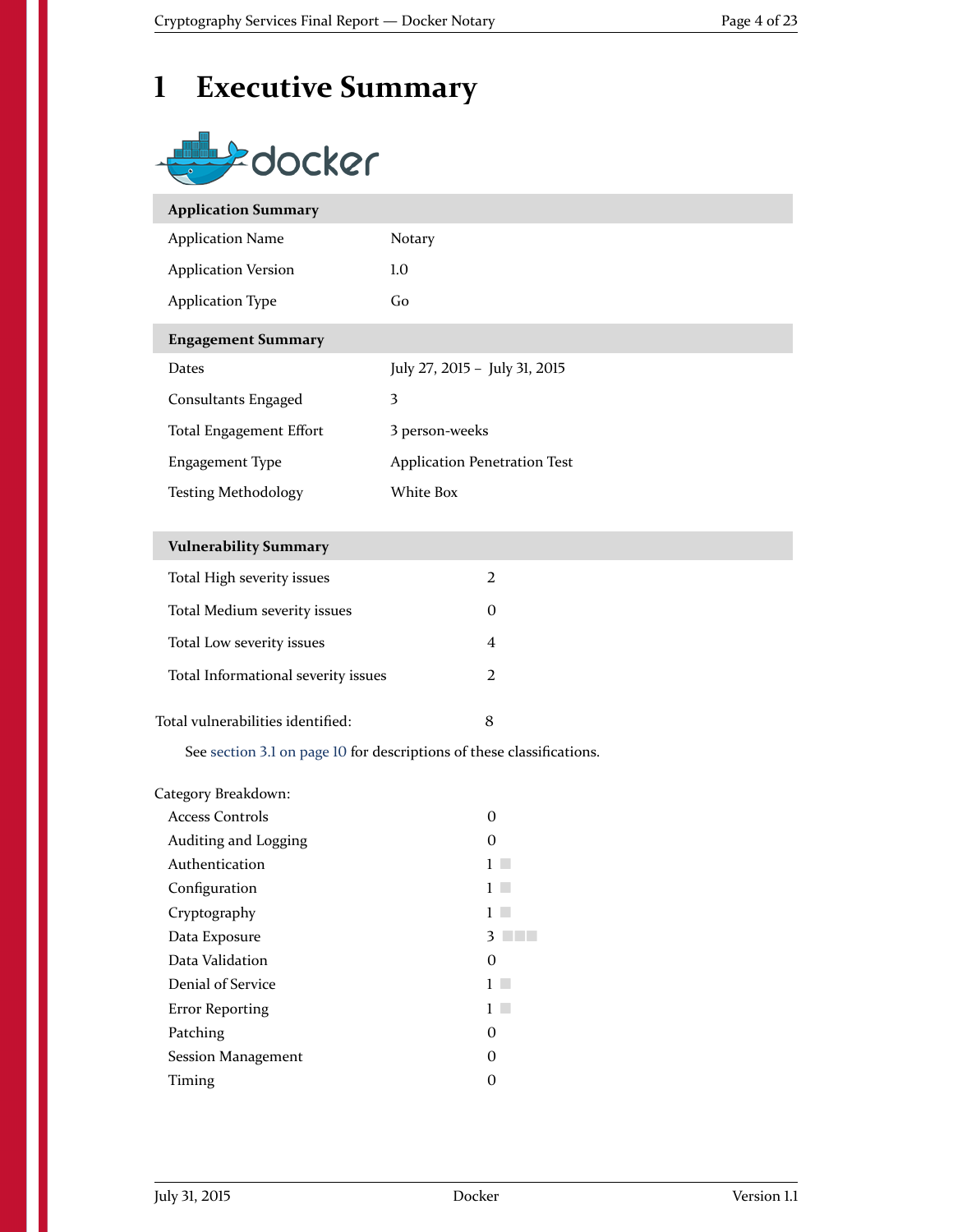# 1 Executive Summary

| Application Summary | |
|---|---|
| Application Name | Notary |
| Application Version | 1.0 |
| Application Type | Go |

| Engagement Summary | |
|---|---|
| Dates | July 27, 2015 – July 31, 2015 |
| Consultants Engaged | 3 |
| Total Engagement Effort | 3 person-weeks |
| Engagement Type | Application Penetration Test |
| Testing Methodology | White Box |

| Vulnerability Summary | |
|---|---|
| Total High severity issues | 2 |
| Total Medium severity issues | 0 |
| Total Low severity issues | 4 |
| Total Informational severity issues | 2 |

Total vulnerabilities identified: 8

See section 3.1 on page 10 for descriptions of these classifications.

Category Breakdown:

| Category | Count |
|---|---|
| Access Controls | 0 |
| Auditing and Logging | 0 |
| Authentication | 1 |
| Configuration | 1 |
| Cryptography | 1 |
| Data Exposure | 3 |
| Data Validation | 0 |
| Denial of Service | 1 |
| Error Reporting | 1 |
| Patching | 0 |
| Session Management | 0 |
| Timing | 0 |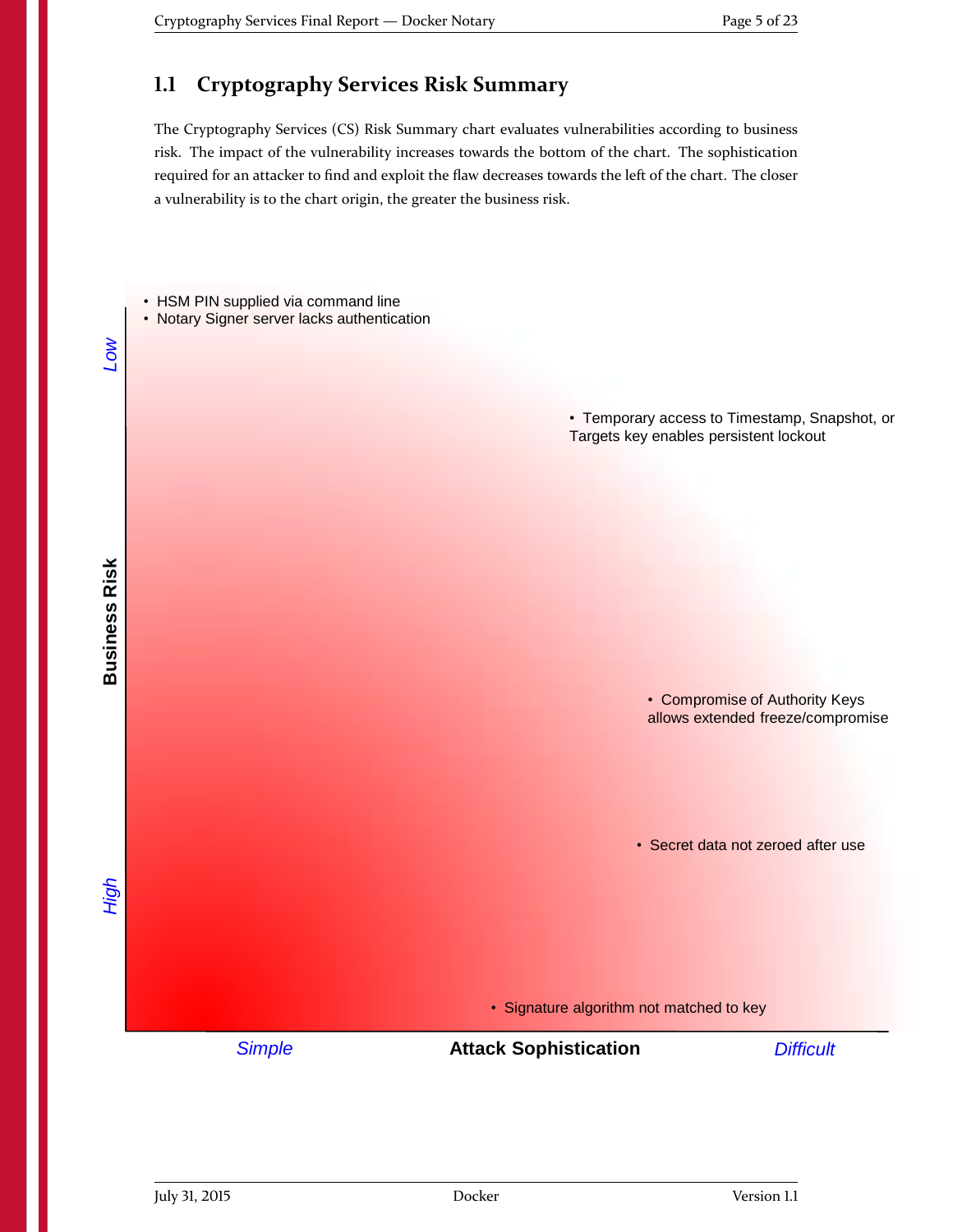## 1.1 Cryptography Services Risk Summary

The Cryptography Services (CS) Risk Summary chart evaluates vulnerabilities according to business risk. The impact of the vulnerability increases towards the bottom of the chart. The sophistication required for an attacker to find and exploit the flaw decreases towards the left of the chart. The closer a vulnerability is to the chart origin, the greater the business risk.

- HSM PIN supplied via command line
- Notary Signer server lacks authentication

Low

- Temporary access to Timestamp, Snapshot, or Targets key enables persistent lockout

Business Risk

- Compromise of Authority Keys allows extended freeze/compromise

- Secret data not zeroed after use

High

- Signature algorithm not matched to key

Simple | **Attack Sophistication** | Difficult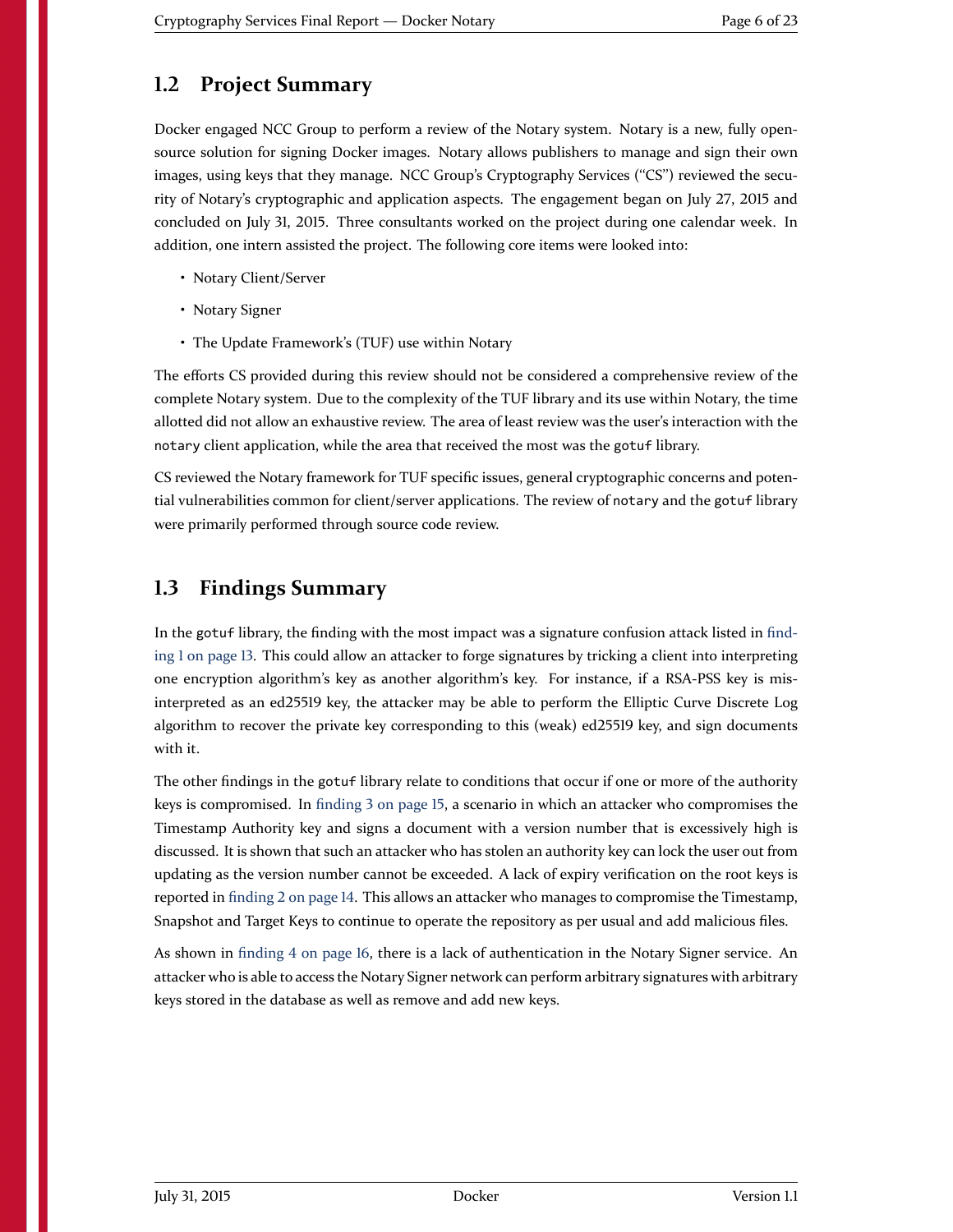## 1.2 Project Summary

Docker engaged NCC Group to perform a review of the Notary system. Notary is a new, fully open-source solution for signing Docker images. Notary allows publishers to manage and sign their own images, using keys that they manage. NCC Group's Cryptography Services ("CS") reviewed the security of Notary's cryptographic and application aspects. The engagement began on July 27, 2015 and concluded on July 31, 2015. Three consultants worked on the project during one calendar week. In addition, one intern assisted the project. The following core items were looked into:

- Notary Client/Server
- Notary Signer
- The Update Framework's (TUF) use within Notary

The efforts CS provided during this review should not be considered a comprehensive review of the complete Notary system. Due to the complexity of the TUF library and its use within Notary, the time allotted did not allow an exhaustive review. The area of least review was the user's interaction with the `notary` client application, while the area that received the most was the `gotuf` library.

CS reviewed the Notary framework for TUF specific issues, general cryptographic concerns and potential vulnerabilities common for client/server applications. The review of `notary` and the `gotuf` library were primarily performed through source code review.

## 1.3 Findings Summary

In the `gotuf` library, the finding with the most impact was a signature confusion attack listed in finding 1 on page 13. This could allow an attacker to forge signatures by tricking a client into interpreting one encryption algorithm's key as another algorithm's key. For instance, if a RSA-PSS key is misinterpreted as an ed25519 key, the attacker may be able to perform the Elliptic Curve Discrete Log algorithm to recover the private key corresponding to this (weak) ed25519 key, and sign documents with it.

The other findings in the `gotuf` library relate to conditions that occur if one or more of the authority keys is compromised. In finding 3 on page 15, a scenario in which an attacker who compromises the Timestamp Authority key and signs a document with a version number that is excessively high is discussed. It is shown that such an attacker who has stolen an authority key can lock the user out from updating as the version number cannot be exceeded. A lack of expiry verification on the root keys is reported in finding 2 on page 14. This allows an attacker who manages to compromise the Timestamp, Snapshot and Target Keys to continue to operate the repository as per usual and add malicious files.

As shown in finding 4 on page 16, there is a lack of authentication in the Notary Signer service. An attacker who is able to access the Notary Signer network can perform arbitrary signatures with arbitrary keys stored in the database as well as remove and add new keys.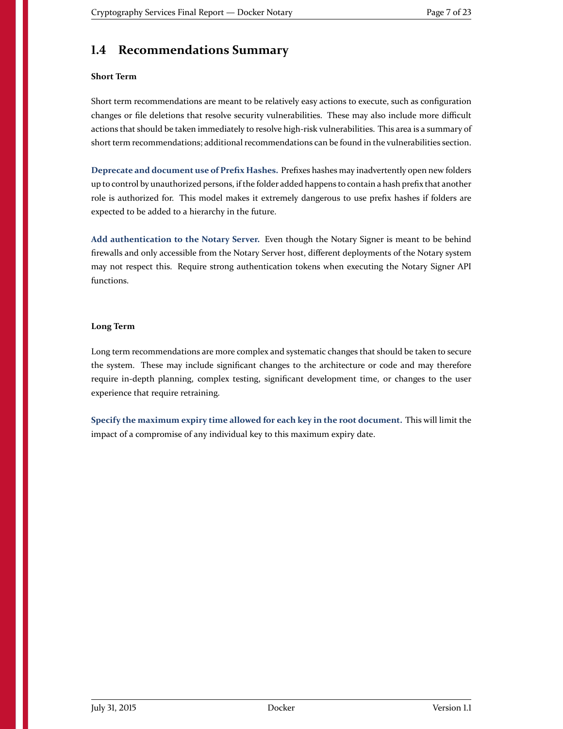## 1.4 Recommendations Summary

**Short Term**

Short term recommendations are meant to be relatively easy actions to execute, such as configuration changes or file deletions that resolve security vulnerabilities. These may also include more difficult actions that should be taken immediately to resolve high-risk vulnerabilities. This area is a summary of short term recommendations; additional recommendations can be found in the vulnerabilities section.

**Deprecate and document use of Prefix Hashes.** Prefixes hashes may inadvertently open new folders up to control by unauthorized persons, if the folder added happens to contain a hash prefix that another role is authorized for. This model makes it extremely dangerous to use prefix hashes if folders are expected to be added to a hierarchy in the future.

**Add authentication to the Notary Server.** Even though the Notary Signer is meant to be behind firewalls and only accessible from the Notary Server host, different deployments of the Notary system may not respect this. Require strong authentication tokens when executing the Notary Signer API functions.

**Long Term**

Long term recommendations are more complex and systematic changes that should be taken to secure the system. These may include significant changes to the architecture or code and may therefore require in-depth planning, complex testing, significant development time, or changes to the user experience that require retraining.

**Specify the maximum expiry time allowed for each key in the root document.** This will limit the impact of a compromise of any individual key to this maximum expiry date.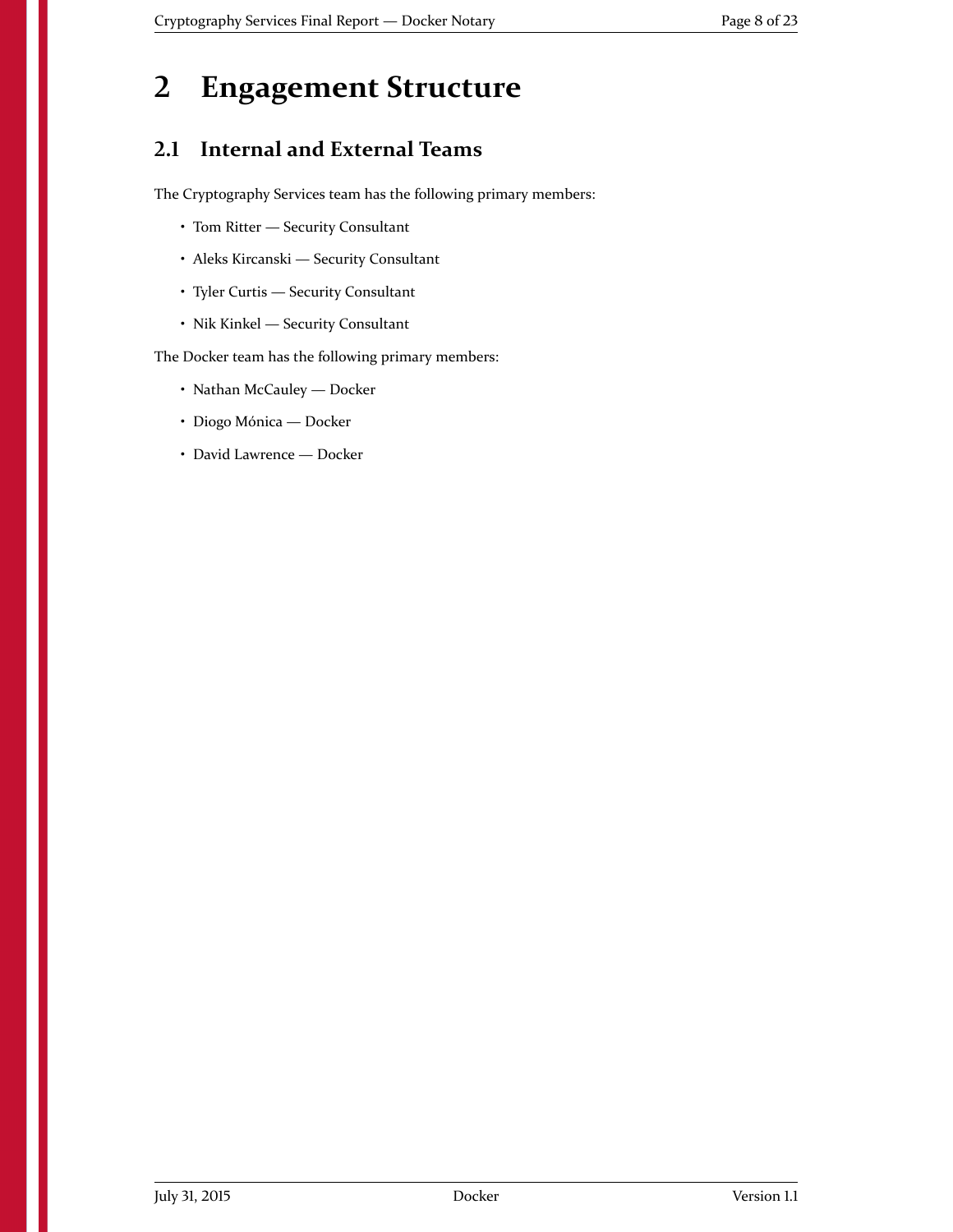# 2 Engagement Structure

## 2.1 Internal and External Teams

The Cryptography Services team has the following primary members:

- Tom Ritter — Security Consultant
- Aleks Kircanski — Security Consultant
- Tyler Curtis — Security Consultant
- Nik Kinkel — Security Consultant

The Docker team has the following primary members:

- Nathan McCauley — Docker
- Diogo Mónica — Docker
- David Lawrence — Docker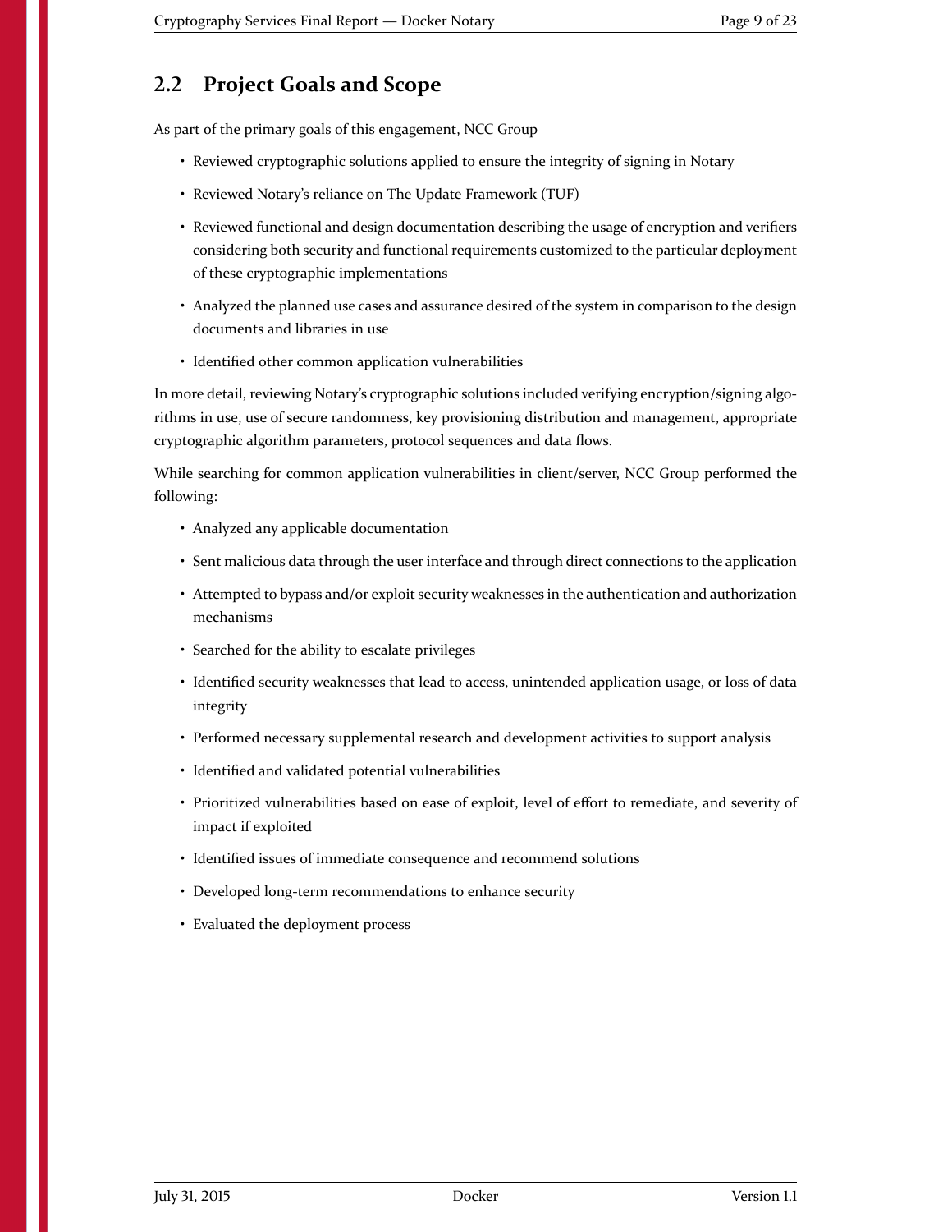## 2.2 Project Goals and Scope

As part of the primary goals of this engagement, NCC Group

- Reviewed cryptographic solutions applied to ensure the integrity of signing in Notary
- Reviewed Notary's reliance on The Update Framework (TUF)
- Reviewed functional and design documentation describing the usage of encryption and verifiers considering both security and functional requirements customized to the particular deployment of these cryptographic implementations
- Analyzed the planned use cases and assurance desired of the system in comparison to the design documents and libraries in use
- Identified other common application vulnerabilities

In more detail, reviewing Notary's cryptographic solutions included verifying encryption/signing algorithms in use, use of secure randomness, key provisioning distribution and management, appropriate cryptographic algorithm parameters, protocol sequences and data flows.

While searching for common application vulnerabilities in client/server, NCC Group performed the following:

- Analyzed any applicable documentation
- Sent malicious data through the user interface and through direct connections to the application
- Attempted to bypass and/or exploit security weaknesses in the authentication and authorization mechanisms
- Searched for the ability to escalate privileges
- Identified security weaknesses that lead to access, unintended application usage, or loss of data integrity
- Performed necessary supplemental research and development activities to support analysis
- Identified and validated potential vulnerabilities
- Prioritized vulnerabilities based on ease of exploit, level of effort to remediate, and severity of impact if exploited
- Identified issues of immediate consequence and recommend solutions
- Developed long-term recommendations to enhance security
- Evaluated the deployment process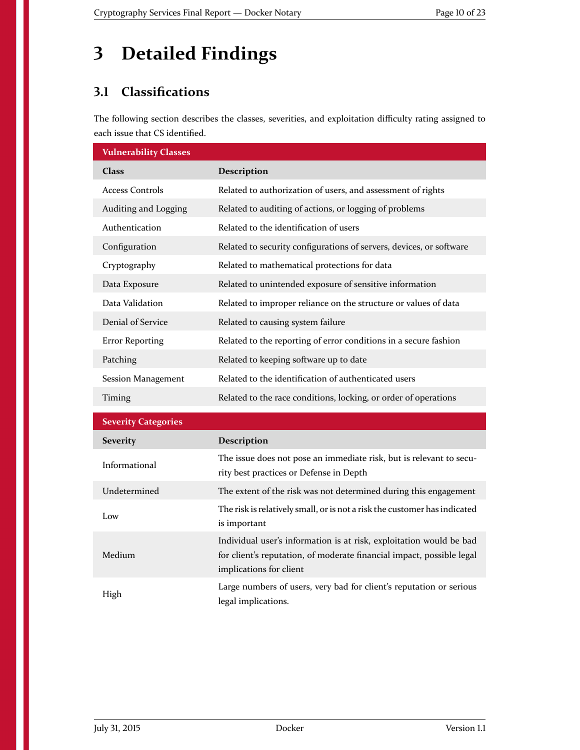# 3 Detailed Findings

## 3.1 Classifications

The following section describes the classes, severities, and exploitation difficulty rating assigned to each issue that CS identified.

| Vulnerability Classes | |
|---|---|
| **Class** | **Description** |
| Access Controls | Related to authorization of users, and assessment of rights |
| Auditing and Logging | Related to auditing of actions, or logging of problems |
| Authentication | Related to the identification of users |
| Configuration | Related to security configurations of servers, devices, or software |
| Cryptography | Related to mathematical protections for data |
| Data Exposure | Related to unintended exposure of sensitive information |
| Data Validation | Related to improper reliance on the structure or values of data |
| Denial of Service | Related to causing system failure |
| Error Reporting | Related to the reporting of error conditions in a secure fashion |
| Patching | Related to keeping software up to date |
| Session Management | Related to the identification of authenticated users |
| Timing | Related to the race conditions, locking, or order of operations |

| Severity Categories | |
|---|---|
| **Severity** | **Description** |
| Informational | The issue does not pose an immediate risk, but is relevant to security best practices or Defense in Depth |
| Undetermined | The extent of the risk was not determined during this engagement |
| Low | The risk is relatively small, or is not a risk the customer has indicated is important |
| Medium | Individual user's information is at risk, exploitation would be bad for client's reputation, of moderate financial impact, possible legal implications for client |
| High | Large numbers of users, very bad for client's reputation or serious legal implications. |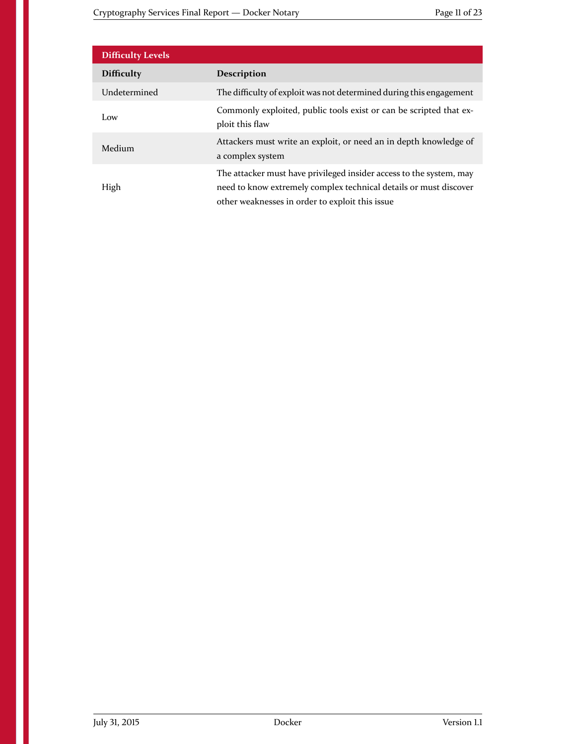| Difficulty Levels | |
| --- | --- |
| **Difficulty** | **Description** |
| Undetermined | The difficulty of exploit was not determined during this engagement |
| Low | Commonly exploited, public tools exist or can be scripted that exploit this flaw |
| Medium | Attackers must write an exploit, or need an in depth knowledge of a complex system |
| High | The attacker must have privileged insider access to the system, may need to know extremely complex technical details or must discover other weaknesses in order to exploit this issue |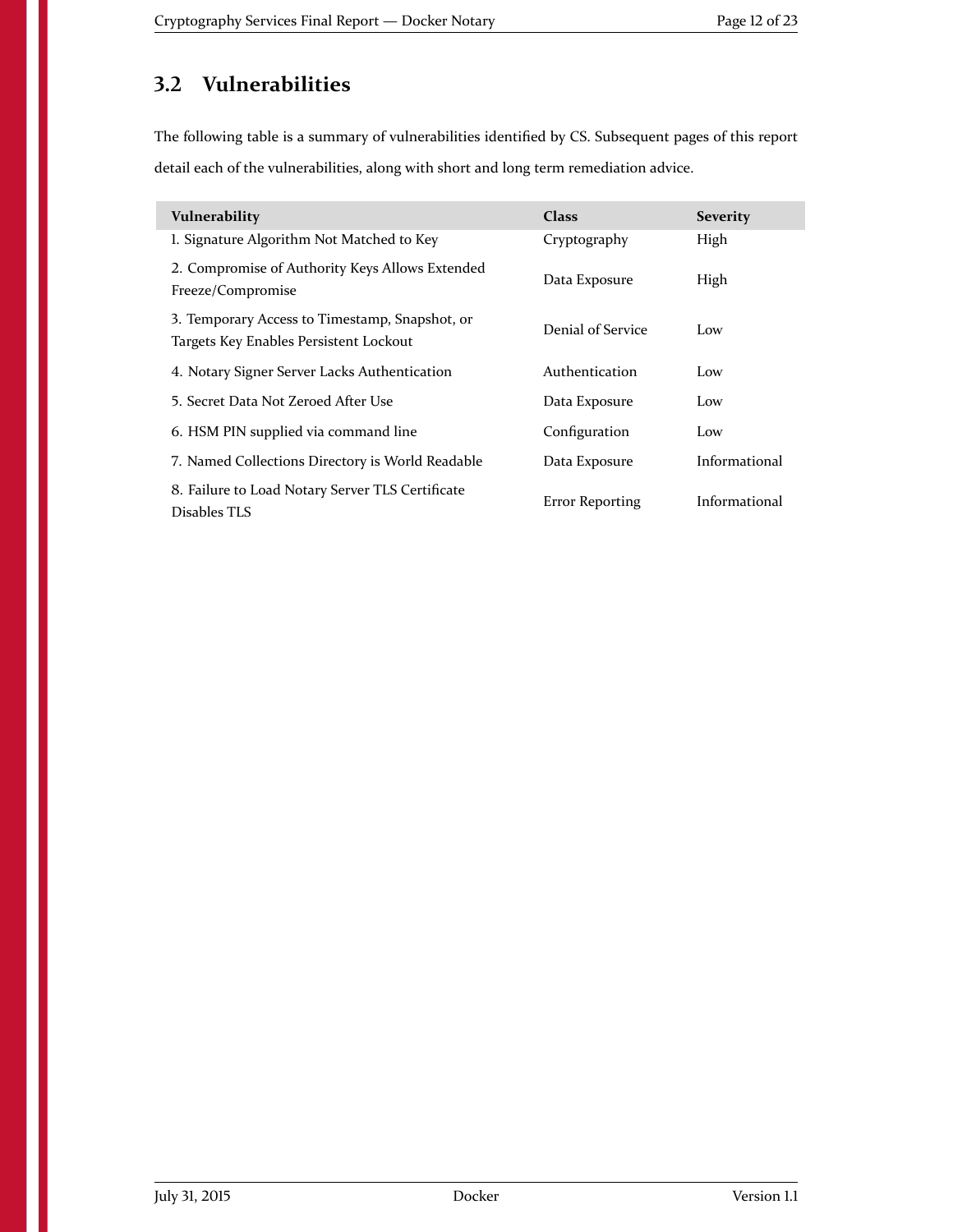## 3.2 Vulnerabilities

The following table is a summary of vulnerabilities identified by CS. Subsequent pages of this report detail each of the vulnerabilities, along with short and long term remediation advice.

| Vulnerability | Class | Severity |
|---|---|---|
| 1. Signature Algorithm Not Matched to Key | Cryptography | High |
| 2. Compromise of Authority Keys Allows Extended Freeze/Compromise | Data Exposure | High |
| 3. Temporary Access to Timestamp, Snapshot, or Targets Key Enables Persistent Lockout | Denial of Service | Low |
| 4. Notary Signer Server Lacks Authentication | Authentication | Low |
| 5. Secret Data Not Zeroed After Use | Data Exposure | Low |
| 6. HSM PIN supplied via command line | Configuration | Low |
| 7. Named Collections Directory is World Readable | Data Exposure | Informational |
| 8. Failure to Load Notary Server TLS Certificate Disables TLS | Error Reporting | Informational |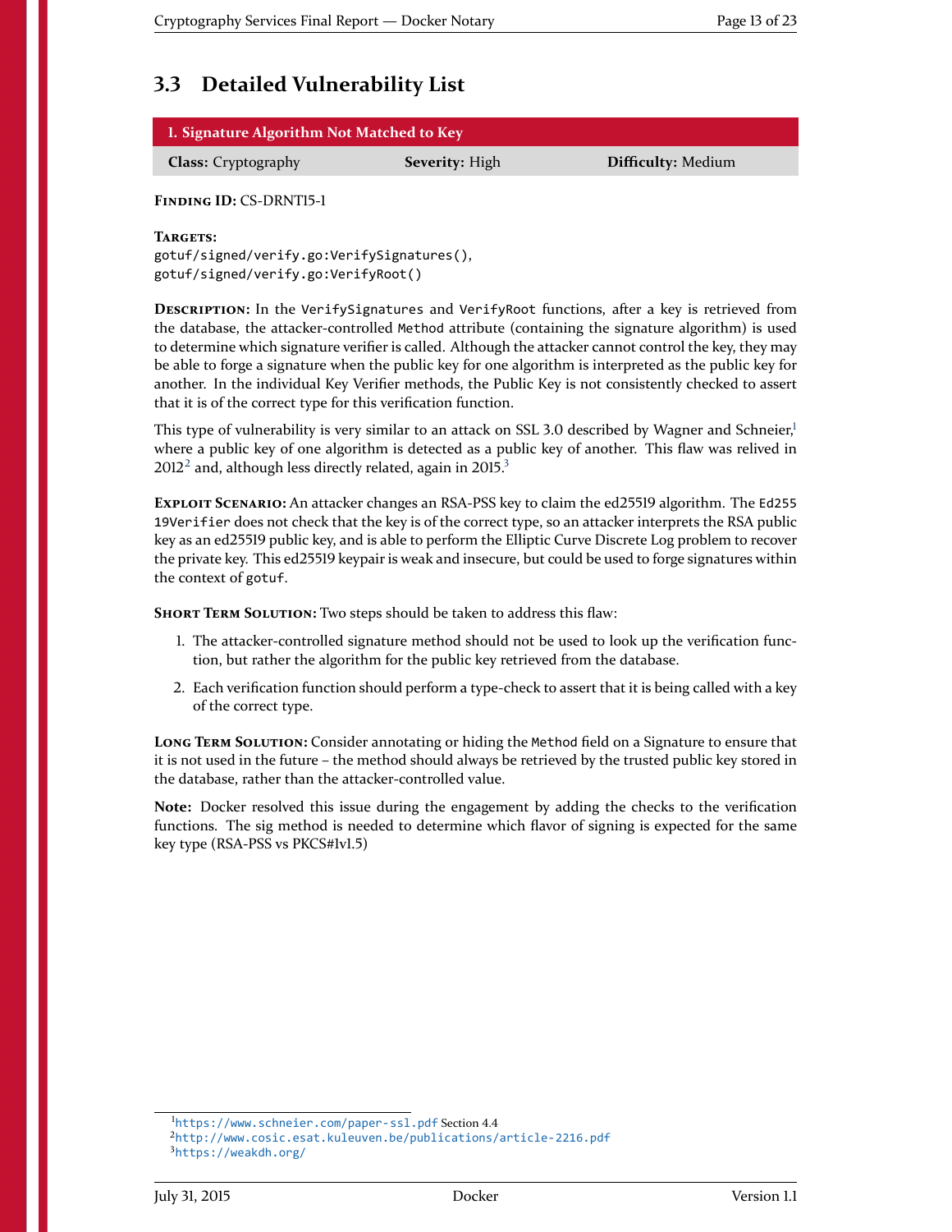## 3.3 Detailed Vulnerability List

| 1. Signature Algorithm Not Matched to Key | | |
|---|---|---|
| **Class:** Cryptography | **Severity:** High | **Difficulty:** Medium |

**Finding ID:** CS-DRNT15-1

**Targets:**
`gotuf/signed/verify.go:VerifySignatures()`,
`gotuf/signed/verify.go:VerifyRoot()`

**Description:** In the `VerifySignatures` and `VerifyRoot` functions, after a key is retrieved from the database, the attacker-controlled `Method` attribute (containing the signature algorithm) is used to determine which signature verifier is called. Although the attacker cannot control the key, they may be able to forge a signature when the public key for one algorithm is interpreted as the public key for another. In the individual Key Verifier methods, the Public Key is not consistently checked to assert that it is of the correct type for this verification function.

This type of vulnerability is very similar to an attack on SSL 3.0 described by Wagner and Schneier,[1] where a public key of one algorithm is detected as a public key of another. This flaw was relived in 2012[2] and, although less directly related, again in 2015.[3]

**Exploit Scenario:** An attacker changes an RSA-PSS key to claim the ed25519 algorithm. The `Ed25519Verifier` does not check that the key is of the correct type, so an attacker interprets the RSA public key as an ed25519 public key, and is able to perform the Elliptic Curve Discrete Log problem to recover the private key. This ed25519 keypair is weak and insecure, but could be used to forge signatures within the context of `gotuf`.

**Short Term Solution:** Two steps should be taken to address this flaw:

1. The attacker-controlled signature method should not be used to look up the verification function, but rather the algorithm for the public key retrieved from the database.
2. Each verification function should perform a type-check to assert that it is being called with a key of the correct type.

**Long Term Solution:** Consider annotating or hiding the `Method` field on a Signature to ensure that it is not used in the future – the method should always be retrieved by the trusted public key stored in the database, rather than the attacker-controlled value.

**Note:** Docker resolved this issue during the engagement by adding the checks to the verification functions. The sig method is needed to determine which flavor of signing is expected for the same key type (RSA-PSS vs PKCS#1v1.5)

---

[1] https://www.schneier.com/paper-ssl.pdf Section 4.4
[2] http://www.cosic.esat.kuleuven.be/publications/article-2216.pdf
[3] https://weakdh.org/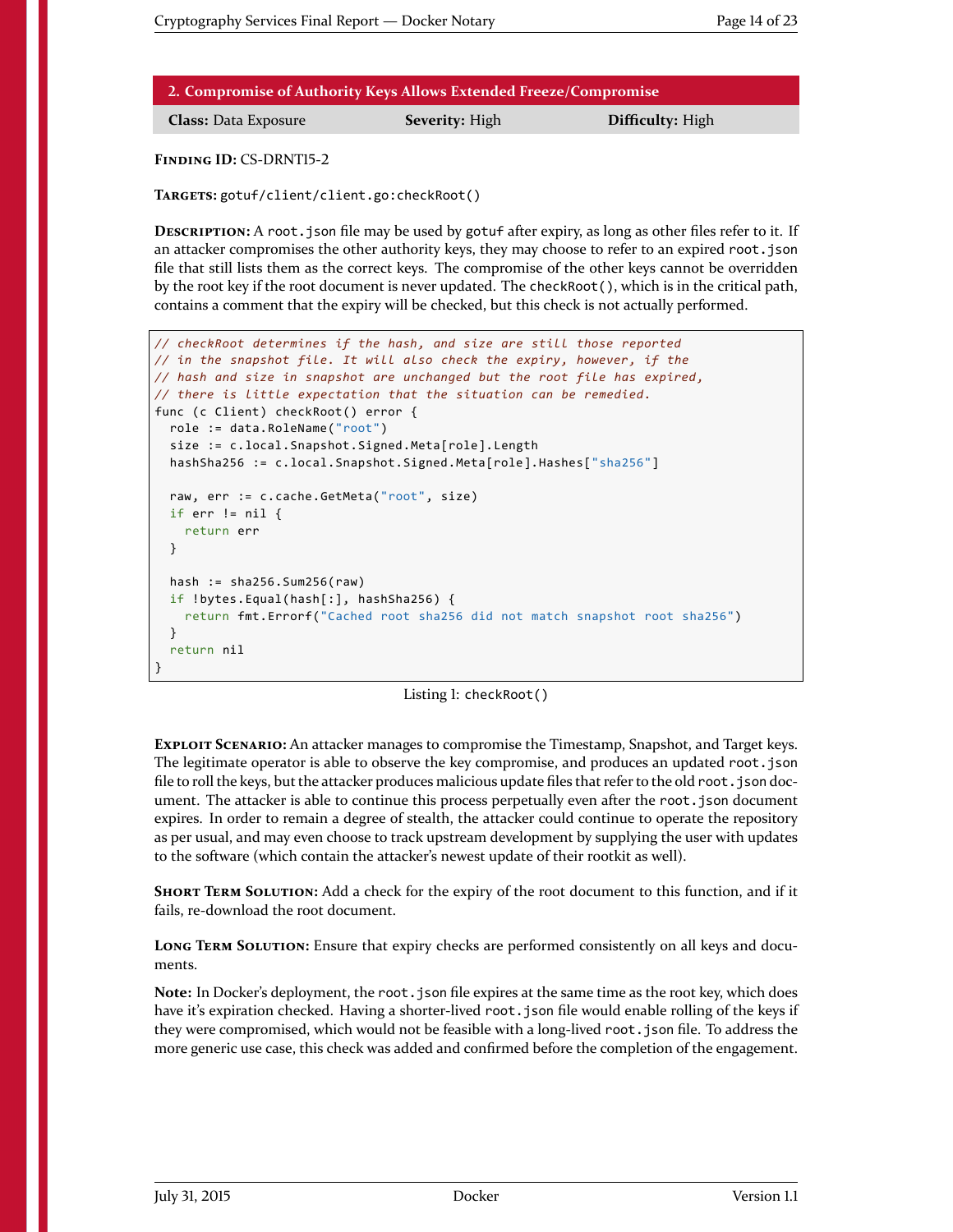## 2. Compromise of Authority Keys Allows Extended Freeze/Compromise

| **Class:** Data Exposure | **Severity:** High | **Difficulty:** High |
|---|---|---|

**Finding ID:** CS-DRNT15-2

**Targets:** `gotuf/client/client.go:checkRoot()`

**Description:** A `root.json` file may be used by `gotuf` after expiry, as long as other files refer to it. If an attacker compromises the other authority keys, they may choose to refer to an expired `root.json` file that still lists them as the correct keys. The compromise of the other keys cannot be overridden by the root key if the root document is never updated. The `checkRoot()`, which is in the critical path, contains a comment that the expiry will be checked, but this check is not actually performed.

```go
// checkRoot determines if the hash, and size are still those reported
// in the snapshot file. It will also check the expiry, however, if the
// hash and size in snapshot are unchanged but the root file has expired,
// there is little expectation that the situation can be remedied.
func (c Client) checkRoot() error {
  role := data.RoleName("root")
  size := c.local.Snapshot.Signed.Meta[role].Length
  hashSha256 := c.local.Snapshot.Signed.Meta[role].Hashes["sha256"]

  raw, err := c.cache.GetMeta("root", size)
  if err != nil {
    return err
  }

  hash := sha256.Sum256(raw)
  if !bytes.Equal(hash[:], hashSha256) {
    return fmt.Errorf("Cached root sha256 did not match snapshot root sha256")
  }
  return nil
}
```

Listing 1: `checkRoot()`

**Exploit Scenario:** An attacker manages to compromise the Timestamp, Snapshot, and Target keys. The legitimate operator is able to observe the key compromise, and produces an updated `root.json` file to roll the keys, but the attacker produces malicious update files that refer to the old `root.json` document. The attacker is able to continue this process perpetually even after the `root.json` document expires. In order to remain a degree of stealth, the attacker could continue to operate the repository as per usual, and may even choose to track upstream development by supplying the user with updates to the software (which contain the attacker's newest update of their rootkit as well).

**Short Term Solution:** Add a check for the expiry of the root document to this function, and if it fails, re-download the root document.

**Long Term Solution:** Ensure that expiry checks are performed consistently on all keys and documents.

**Note:** In Docker's deployment, the `root.json` file expires at the same time as the root key, which does have it's expiration checked. Having a shorter-lived `root.json` file would enable rolling of the keys if they were compromised, which would not be feasible with a long-lived `root.json` file. To address the more generic use case, this check was added and confirmed before the completion of the engagement.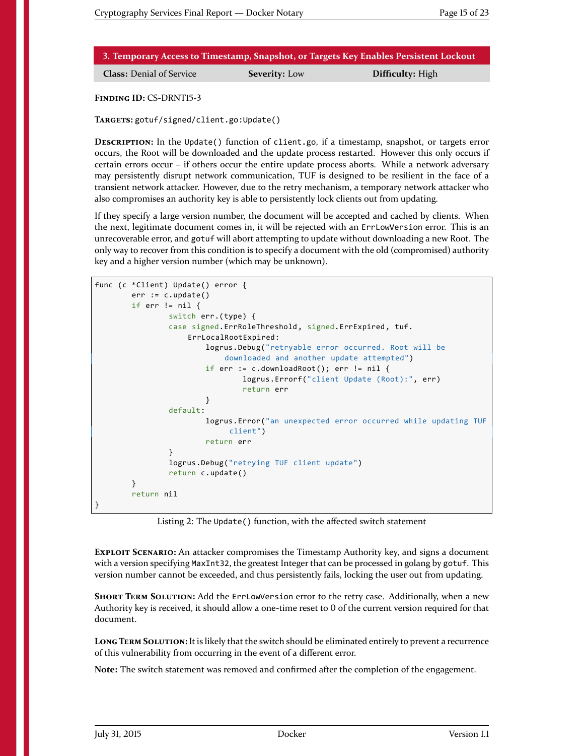## 3. Temporary Access to Timestamp, Snapshot, or Targets Key Enables Persistent Lockout

| **Class:** Denial of Service | **Severity:** Low | **Difficulty:** High |
|---|---|---|

**Finding ID:** CS-DRNT15-3

**Targets:** `gotuf/signed/client.go:Update()`

**Description:** In the `Update()` function of `client.go`, if a timestamp, snapshot, or targets error occurs, the Root will be downloaded and the update process restarted. However this only occurs if certain errors occur – if others occur the entire update process aborts. While a network adversary may persistently disrupt network communication, TUF is designed to be resilient in the face of a transient network attacker. However, due to the retry mechanism, a temporary network attacker who also compromises an authority key is able to persistently lock clients out from updating.

If they specify a large version number, the document will be accepted and cached by clients. When the next, legitimate document comes in, it will be rejected with an `ErrLowVersion` error. This is an unrecoverable error, and `gotuf` will abort attempting to update without downloading a new Root. The only way to recover from this condition is to specify a document with the old (compromised) authority key and a higher version number (which may be unknown).

```
func (c *Client) Update() error {
        err := c.update()
        if err != nil {
                switch err.(type) {
                case signed.ErrRoleThreshold, signed.ErrExpired, tuf.
                     ErrLocalRootExpired:
                        logrus.Debug("retryable error occurred. Root will be
                             downloaded and another update attempted")
                        if err := c.downloadRoot(); err != nil {
                                logrus.Errorf("client Update (Root):", err)
                                return err
                        }
                default:
                        logrus.Error("an unexpected error occurred while updating TUF
                              client")
                        return err
                }
                logrus.Debug("retrying TUF client update")
                return c.update()
        }
        return nil
}
```

Listing 2: The `Update()` function, with the affected switch statement

**Exploit Scenario:** An attacker compromises the Timestamp Authority key, and signs a document with a version specifying `MaxInt32`, the greatest Integer that can be processed in golang by `gotuf`. This version number cannot be exceeded, and thus persistently fails, locking the user out from updating.

**Short Term Solution:** Add the `ErrLowVersion` error to the retry case. Additionally, when a new Authority key is received, it should allow a one-time reset to 0 of the current version required for that document.

**Long Term Solution:** It is likely that the switch should be eliminated entirely to prevent a recurrence of this vulnerability from occurring in the event of a different error.

**Note:** The switch statement was removed and confirmed after the completion of the engagement.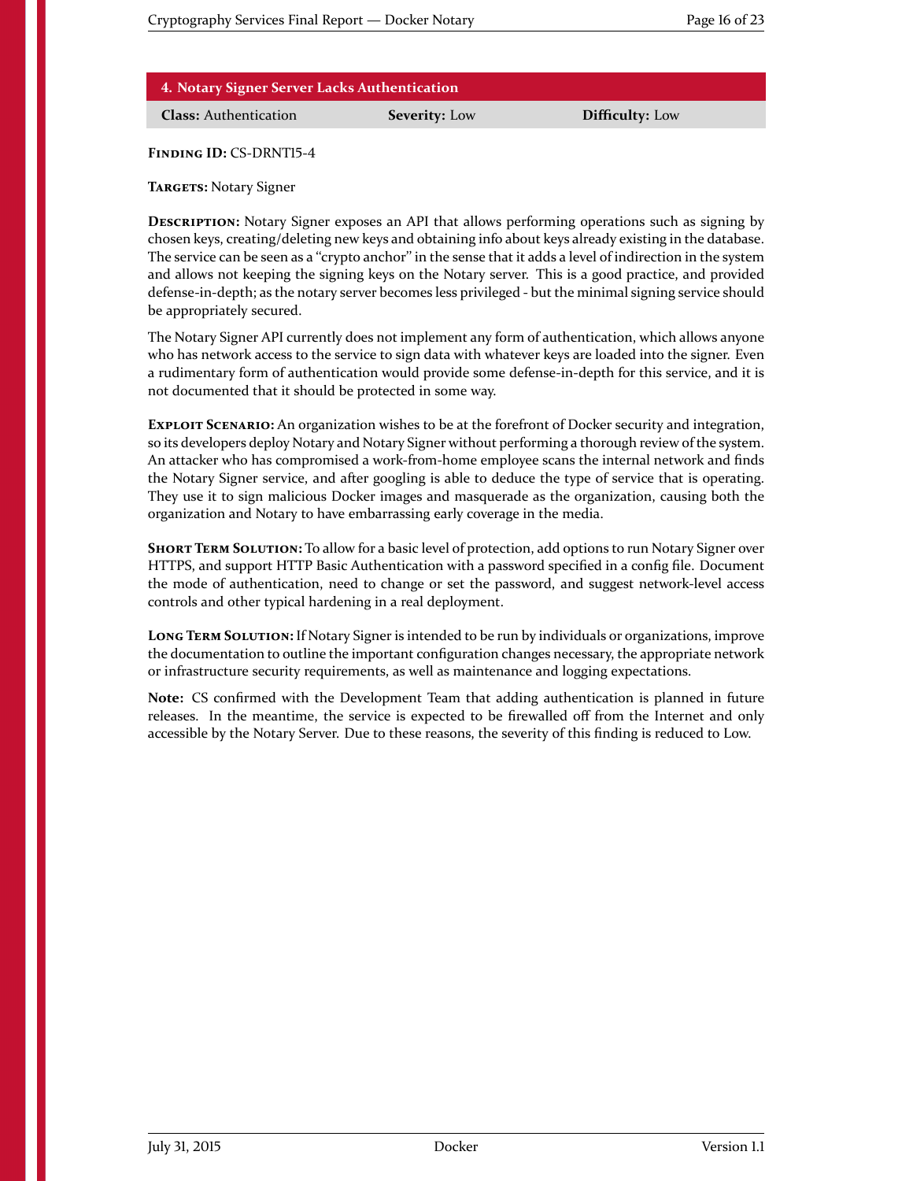## 4. Notary Signer Server Lacks Authentication

| **Class:** Authentication | **Severity:** Low | **Difficulty:** Low |
|---|---|---|

**Finding ID:** CS-DRNT15-4

**Targets:** Notary Signer

**Description:** Notary Signer exposes an API that allows performing operations such as signing by chosen keys, creating/deleting new keys and obtaining info about keys already existing in the database. The service can be seen as a "crypto anchor" in the sense that it adds a level of indirection in the system and allows not keeping the signing keys on the Notary server. This is a good practice, and provided defense-in-depth; as the notary server becomes less privileged - but the minimal signing service should be appropriately secured.

The Notary Signer API currently does not implement any form of authentication, which allows anyone who has network access to the service to sign data with whatever keys are loaded into the signer. Even a rudimentary form of authentication would provide some defense-in-depth for this service, and it is not documented that it should be protected in some way.

**Exploit Scenario:** An organization wishes to be at the forefront of Docker security and integration, so its developers deploy Notary and Notary Signer without performing a thorough review of the system. An attacker who has compromised a work-from-home employee scans the internal network and finds the Notary Signer service, and after googling is able to deduce the type of service that is operating. They use it to sign malicious Docker images and masquerade as the organization, causing both the organization and Notary to have embarrassing early coverage in the media.

**Short Term Solution:** To allow for a basic level of protection, add options to run Notary Signer over HTTPS, and support HTTP Basic Authentication with a password specified in a config file. Document the mode of authentication, need to change or set the password, and suggest network-level access controls and other typical hardening in a real deployment.

**Long Term Solution:** If Notary Signer is intended to be run by individuals or organizations, improve the documentation to outline the important configuration changes necessary, the appropriate network or infrastructure security requirements, as well as maintenance and logging expectations.

**Note:** CS confirmed with the Development Team that adding authentication is planned in future releases. In the meantime, the service is expected to be firewalled off from the Internet and only accessible by the Notary Server. Due to these reasons, the severity of this finding is reduced to Low.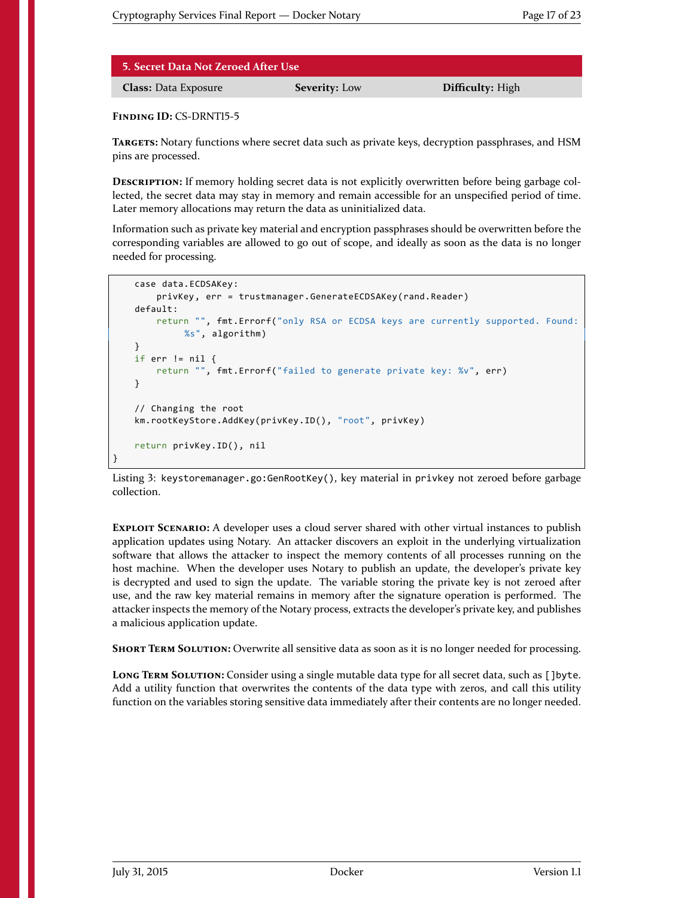## 5. Secret Data Not Zeroed After Use

**Class:** Data Exposure **Severity:** Low **Difficulty:** High

**Finding ID:** CS-DRNT15-5

**Targets:** Notary functions where secret data such as private keys, decryption passphrases, and HSM pins are processed.

**Description:** If memory holding secret data is not explicitly overwritten before being garbage collected, the secret data may stay in memory and remain accessible for an unspecified period of time. Later memory allocations may return the data as uninitialized data.

Information such as private key material and encryption passphrases should be overwritten before the corresponding variables are allowed to go out of scope, and ideally as soon as the data is no longer needed for processing.

```
    case data.ECDSAKey:
        privKey, err = trustmanager.GenerateECDSAKey(rand.Reader)
    default:
        return "", fmt.Errorf("only RSA or ECDSA keys are currently supported. Found:
             %s", algorithm)
    }
    if err != nil {
        return "", fmt.Errorf("failed to generate private key: %v", err)
    }

    // Changing the root
    km.rootKeyStore.AddKey(privKey.ID(), "root", privKey)

    return privKey.ID(), nil
}
```

Listing 3: `keystoremanager.go:GenRootKey()`, key material in `privkey` not zeroed before garbage collection.

**Exploit Scenario:** A developer uses a cloud server shared with other virtual instances to publish application updates using Notary. An attacker discovers an exploit in the underlying virtualization software that allows the attacker to inspect the memory contents of all processes running on the host machine. When the developer uses Notary to publish an update, the developer's private key is decrypted and used to sign the update. The variable storing the private key is not zeroed after use, and the raw key material remains in memory after the signature operation is performed. The attacker inspects the memory of the Notary process, extracts the developer's private key, and publishes a malicious application update.

**Short Term Solution:** Overwrite all sensitive data as soon as it is no longer needed for processing.

**Long Term Solution:** Consider using a single mutable data type for all secret data, such as `[]byte`. Add a utility function that overwrites the contents of the data type with zeros, and call this utility function on the variables storing sensitive data immediately after their contents are no longer needed.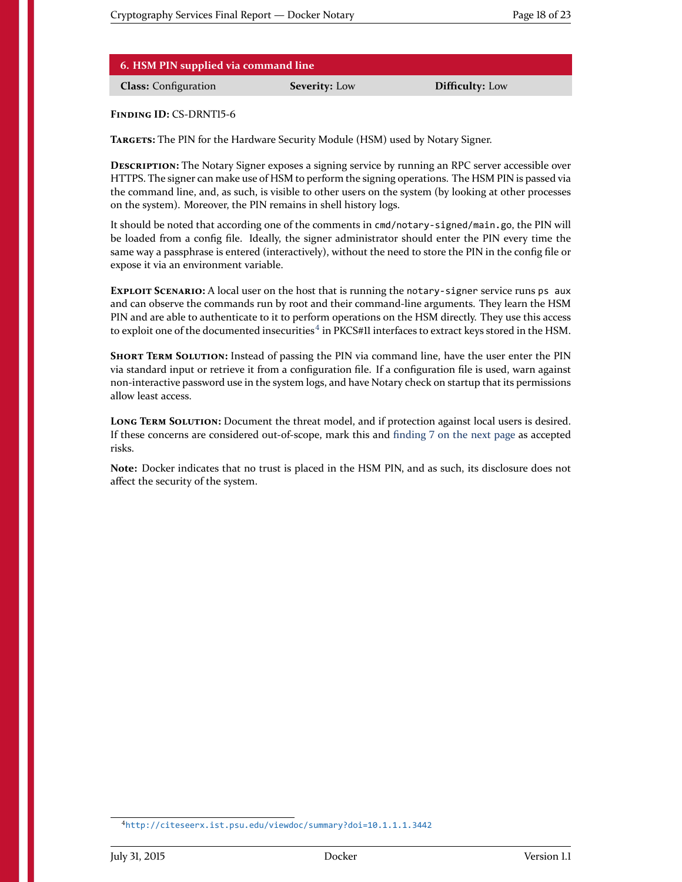## 6. HSM PIN supplied via command line

| **Class:** Configuration | **Severity:** Low | **Difficulty:** Low |
|---|---|---|

**Finding ID:** CS-DRNT15-6

**Targets:** The PIN for the Hardware Security Module (HSM) used by Notary Signer.

**Description:** The Notary Signer exposes a signing service by running an RPC server accessible over HTTPS. The signer can make use of HSM to perform the signing operations. The HSM PIN is passed via the command line, and, as such, is visible to other users on the system (by looking at other processes on the system). Moreover, the PIN remains in shell history logs.

It should be noted that according one of the comments in `cmd/notary-signed/main.go`, the PIN will be loaded from a config file. Ideally, the signer administrator should enter the PIN every time the same way a passphrase is entered (interactively), without the need to store the PIN in the config file or expose it via an environment variable.

**Exploit Scenario:** A local user on the host that is running the `notary-signer` service runs `ps aux` and can observe the commands run by root and their command-line arguments. They learn the HSM PIN and are able to authenticate to it to perform operations on the HSM directly. They use this access to exploit one of the documented insecurities[4] in PKCS#11 interfaces to extract keys stored in the HSM.

**Short Term Solution:** Instead of passing the PIN via command line, have the user enter the PIN via standard input or retrieve it from a configuration file. If a configuration file is used, warn against non-interactive password use in the system logs, and have Notary check on startup that its permissions allow least access.

**Long Term Solution:** Document the threat model, and if protection against local users is desired. If these concerns are considered out-of-scope, mark this and finding 7 on the next page as accepted risks.

**Note:** Docker indicates that no trust is placed in the HSM PIN, and as such, its disclosure does not affect the security of the system.

[4] http://citeseerx.ist.psu.edu/viewdoc/summary?doi=10.1.1.1.3442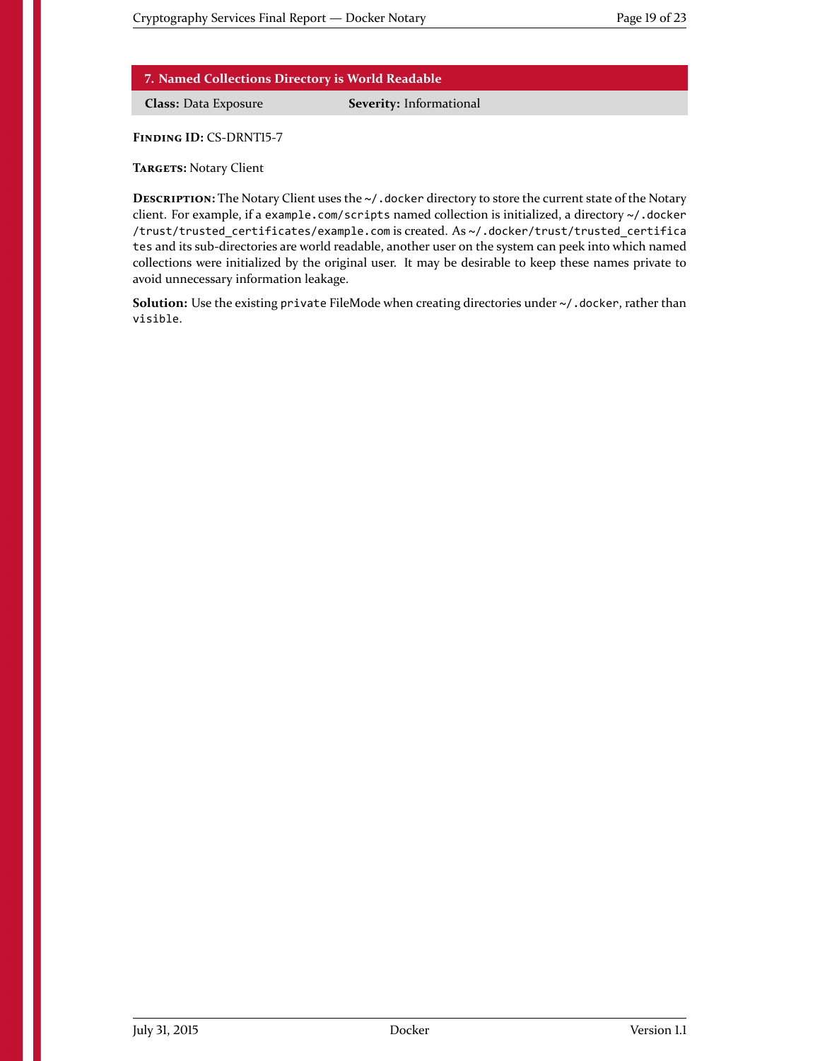## 7. Named Collections Directory is World Readable

**Class:** Data Exposure **Severity:** Informational

**Finding ID:** CS-DRNT15-7

**Targets:** Notary Client

**Description:** The Notary Client uses the `~/.docker` directory to store the current state of the Notary client. For example, if a `example.com/scripts` named collection is initialized, a directory `~/.docker/trust/trusted_certificates/example.com` is created. As `~/.docker/trust/trusted_certificates` and its sub-directories are world readable, another user on the system can peek into which named collections were initialized by the original user. It may be desirable to keep these names private to avoid unnecessary information leakage.

**Solution:** Use the existing `private` FileMode when creating directories under `~/.docker`, rather than `visible`.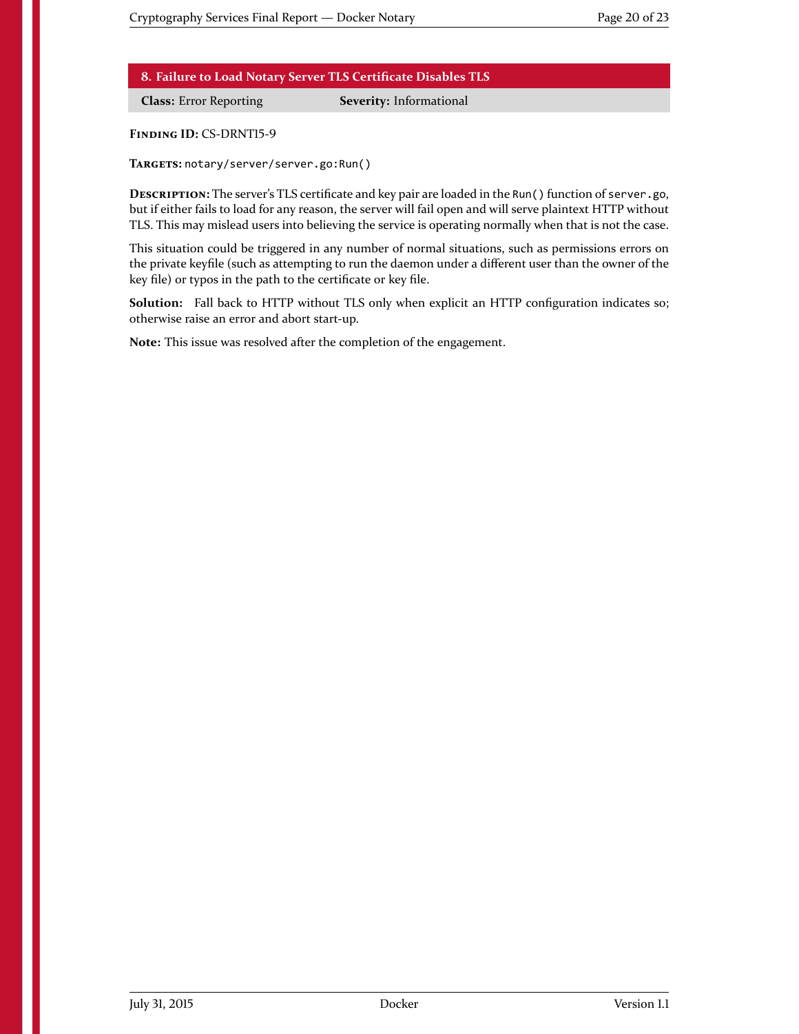## 8. Failure to Load Notary Server TLS Certificate Disables TLS

**Class:** Error Reporting **Severity:** Informational

**Finding ID:** CS-DRNT15-9

**Targets:** `notary/server/server.go:Run()`

**Description:** The server's TLS certificate and key pair are loaded in the `Run()` function of `server.go`, but if either fails to load for any reason, the server will fail open and will serve plaintext HTTP without TLS. This may mislead users into believing the service is operating normally when that is not the case.

This situation could be triggered in any number of normal situations, such as permissions errors on the private keyfile (such as attempting to run the daemon under a different user than the owner of the key file) or typos in the path to the certificate or key file.

**Solution:** Fall back to HTTP without TLS only when explicit an HTTP configuration indicates so; otherwise raise an error and abort start-up.

**Note:** This issue was resolved after the completion of the engagement.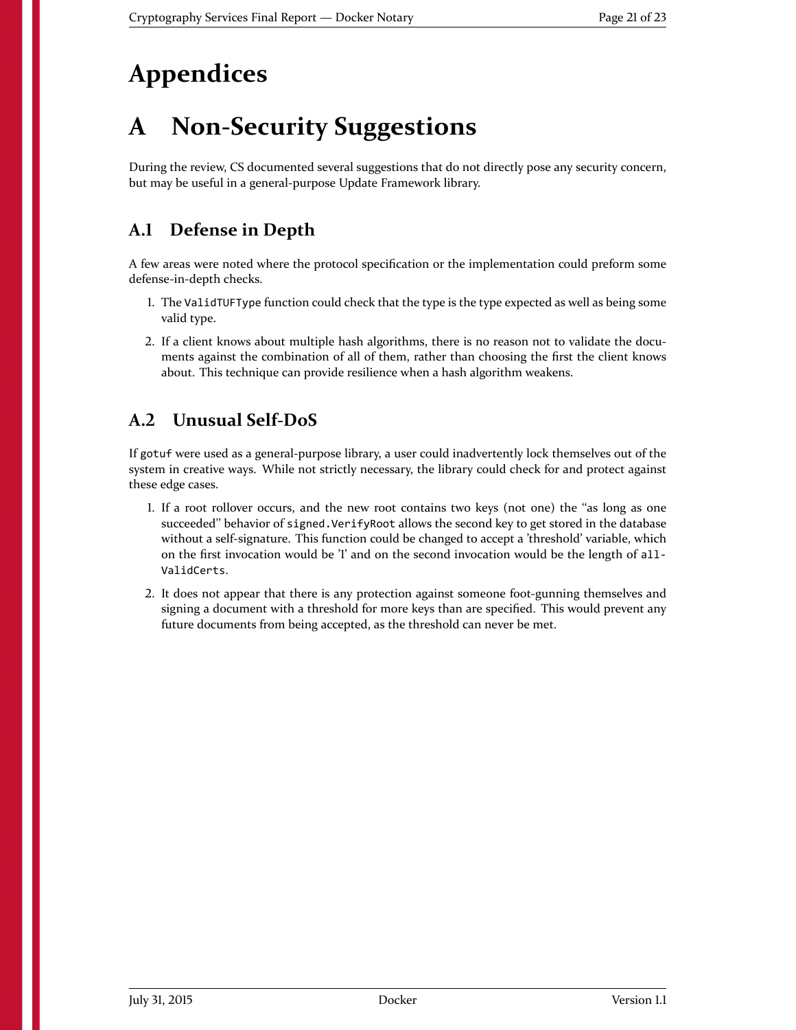# Appendices

# A Non-Security Suggestions

During the review, CS documented several suggestions that do not directly pose any security concern, but may be useful in a general-purpose Update Framework library.

## A.1 Defense in Depth

A few areas were noted where the protocol specification or the implementation could preform some defense-in-depth checks.

1. The `ValidTUFType` function could check that the type is the type expected as well as being some valid type.
2. If a client knows about multiple hash algorithms, there is no reason not to validate the documents against the combination of all of them, rather than choosing the first the client knows about. This technique can provide resilience when a hash algorithm weakens.

## A.2 Unusual Self-DoS

If `gotuf` were used as a general-purpose library, a user could inadvertently lock themselves out of the system in creative ways. While not strictly necessary, the library could check for and protect against these edge cases.

1. If a root rollover occurs, and the new root contains two keys (not one) the "as long as one succeeded" behavior of `signed.VerifyRoot` allows the second key to get stored in the database without a self-signature. This function could be changed to accept a 'threshold' variable, which on the first invocation would be '1' and on the second invocation would be the length of `allValidCerts`.
2. It does not appear that there is any protection against someone foot-gunning themselves and signing a document with a threshold for more keys than are specified. This would prevent any future documents from being accepted, as the threshold can never be met.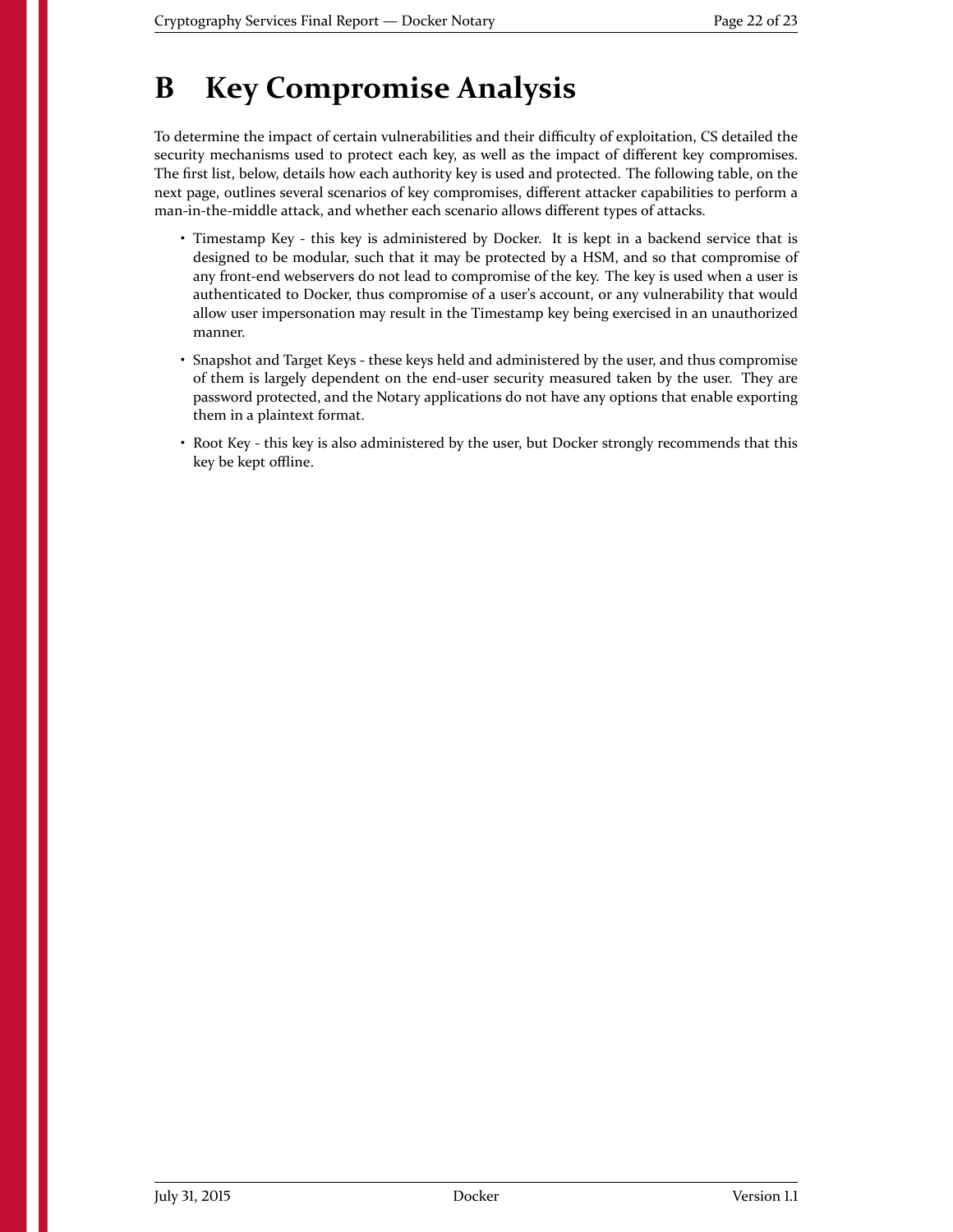# B Key Compromise Analysis

To determine the impact of certain vulnerabilities and their difficulty of exploitation, CS detailed the security mechanisms used to protect each key, as well as the impact of different key compromises. The first list, below, details how each authority key is used and protected. The following table, on the next page, outlines several scenarios of key compromises, different attacker capabilities to perform a man-in-the-middle attack, and whether each scenario allows different types of attacks.

- Timestamp Key - this key is administered by Docker. It is kept in a backend service that is designed to be modular, such that it may be protected by a HSM, and so that compromise of any front-end webservers do not lead to compromise of the key. The key is used when a user is authenticated to Docker, thus compromise of a user's account, or any vulnerability that would allow user impersonation may result in the Timestamp key being exercised in an unauthorized manner.
- Snapshot and Target Keys - these keys held and administered by the user, and thus compromise of them is largely dependent on the end-user security measured taken by the user. They are password protected, and the Notary applications do not have any options that enable exporting them in a plaintext format.
- Root Key - this key is also administered by the user, but Docker strongly recommends that this key be kept offline.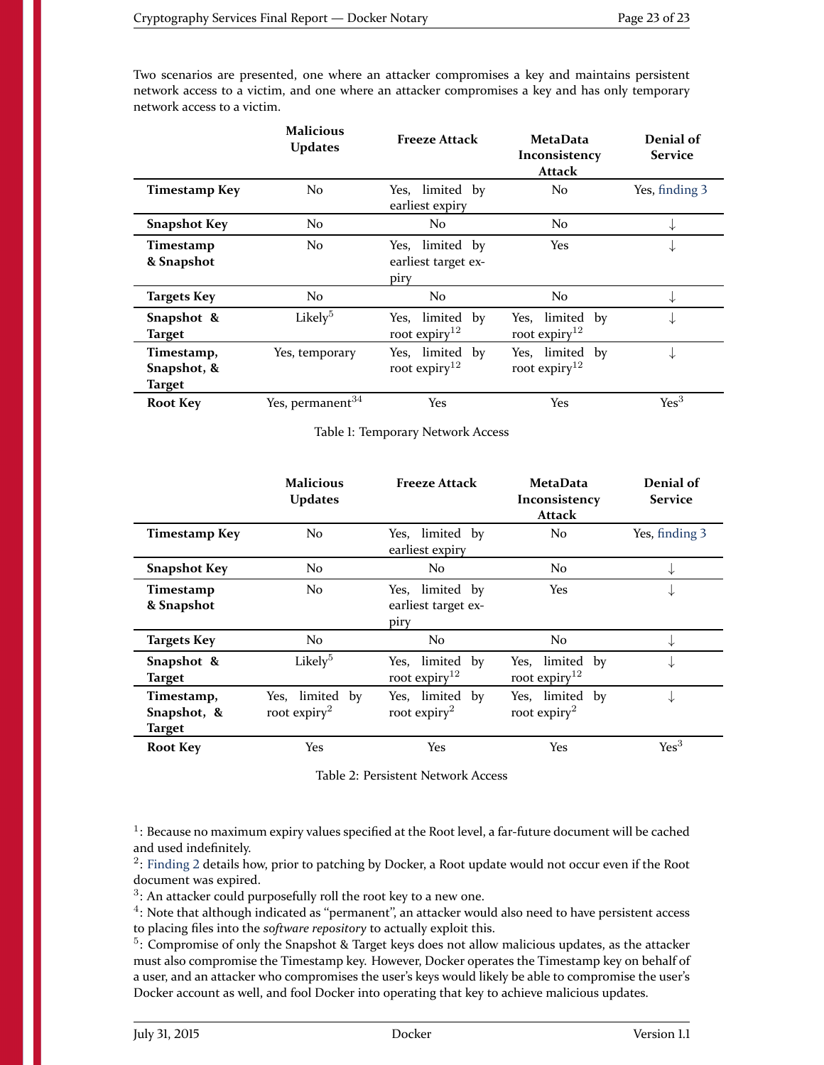Two scenarios are presented, one where an attacker compromises a key and maintains persistent network access to a victim, and one where an attacker compromises a key and has only temporary network access to a victim.

| | Malicious Updates | Freeze Attack | MetaData Inconsistency Attack | Denial of Service |
|---|---|---|---|---|
| **Timestamp Key** | No | Yes, limited by earliest expiry | No | Yes, finding 3 |
| **Snapshot Key** | No | No | No | ↓ |
| **Timestamp & Snapshot** | No | Yes, limited by earliest target expiry | Yes | ↓ |
| **Targets Key** | No | No | No | ↓ |
| **Snapshot & Target** | Likely[5] | Yes, limited by root expiry[1,2] | Yes, limited by root expiry[1,2] | ↓ |
| **Timestamp, Snapshot, & Target** | Yes, temporary | Yes, limited by root expiry[1,2] | Yes, limited by root expiry[1,2] | ↓ |
| **Root Key** | Yes, permanent[3,4] | Yes | Yes | Yes[3] |

Table 1: Temporary Network Access

| | Malicious Updates | Freeze Attack | MetaData Inconsistency Attack | Denial of Service |
|---|---|---|---|---|
| **Timestamp Key** | No | Yes, limited by earliest expiry | No | Yes, finding 3 |
| **Snapshot Key** | No | No | No | ↓ |
| **Timestamp & Snapshot** | No | Yes, limited by earliest target expiry | Yes | ↓ |
| **Targets Key** | No | No | No | ↓ |
| **Snapshot & Target** | Likely[5] | Yes, limited by root expiry[1,2] | Yes, limited by root expiry[1,2] | ↓ |
| **Timestamp, Snapshot, & Target** | Yes, limited by root expiry[2] | Yes, limited by root expiry[2] | Yes, limited by root expiry[2] | ↓ |
| **Root Key** | Yes | Yes | Yes | Yes[3] |

Table 2: Persistent Network Access

[1]: Because no maximum expiry values specified at the Root level, a far-future document will be cached and used indefinitely.

[2]: Finding 2 details how, prior to patching by Docker, a Root update would not occur even if the Root document was expired.

[3]: An attacker could purposefully roll the root key to a new one.

[4]: Note that although indicated as "permanent", an attacker would also need to have persistent access to placing files into the *software repository* to actually exploit this.

[5]: Compromise of only the Snapshot & Target keys does not allow malicious updates, as the attacker must also compromise the Timestamp key. However, Docker operates the Timestamp key on behalf of a user, and an attacker who compromises the user's keys would likely be able to compromise the user's Docker account as well, and fool Docker into operating that key to achieve malicious updates.